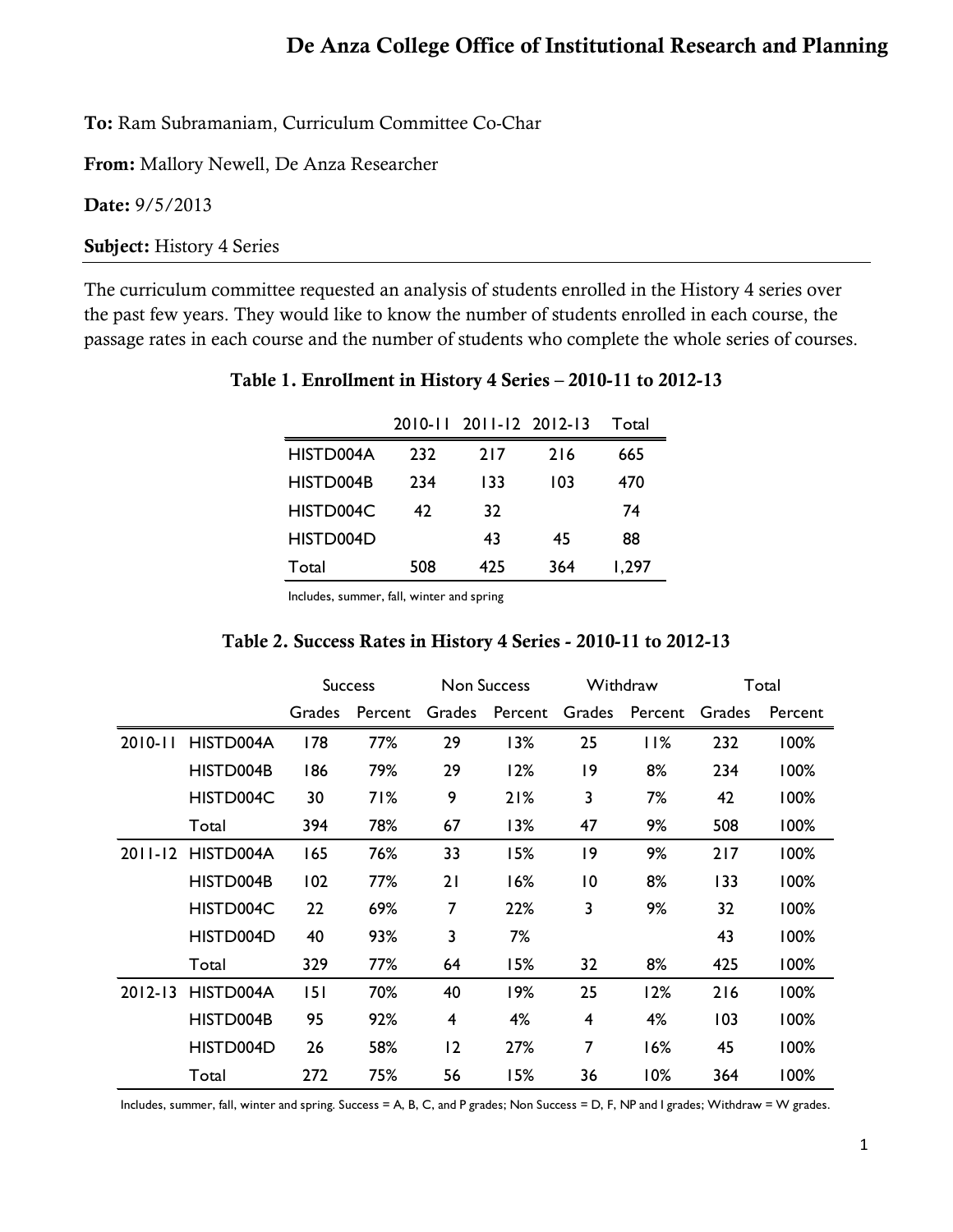# De Anza College Office of Institutional Research and Planning

**To:** Ram Subramaniam, Curriculum Committee Co-Char

**From:** Mallory Newell, De Anza Researcher

**Date:** 9/5/2013

**Subject:** History 4 Series

The curriculum committee requested an analysis of students enrolled in the History 4 series over the past few years. They would like to know the number of students enrolled in each course, the passage rates in each course and the number of students who complete the whole series of courses.

**Table 1. Enrollment in History 4 Series – 2010-11 to 2012-13**

| | 2010-11 | 2011-12 | 2012-13 | Total |
|---|---|---|---|---|
| HISTD004A | 232 | 217 | 216 | 665 |
| HISTD004B | 234 | 133 | 103 | 470 |
| HISTD004C | 42 | 32 | | 74 |
| HISTD004D | | 43 | 45 | 88 |
| Total | 508 | 425 | 364 | 1,297 |

Includes, summer, fall, winter and spring

**Table 2. Success Rates in History 4 Series - 2010-11 to 2012-13**

| | | Success | | Non Success | | Withdraw | | Total | |
|---|---|---|---|---|---|---|---|---|---|
| | | Grades | Percent | Grades | Percent | Grades | Percent | Grades | Percent |
| 2010-11 | HISTD004A | 178 | 77% | 29 | 13% | 25 | 11% | 232 | 100% |
| | HISTD004B | 186 | 79% | 29 | 12% | 19 | 8% | 234 | 100% |
| | HISTD004C | 30 | 71% | 9 | 21% | 3 | 7% | 42 | 100% |
| | Total | 394 | 78% | 67 | 13% | 47 | 9% | 508 | 100% |
| 2011-12 | HISTD004A | 165 | 76% | 33 | 15% | 19 | 9% | 217 | 100% |
| | HISTD004B | 102 | 77% | 21 | 16% | 10 | 8% | 133 | 100% |
| | HISTD004C | 22 | 69% | 7 | 22% | 3 | 9% | 32 | 100% |
| | HISTD004D | 40 | 93% | 3 | 7% | | | 43 | 100% |
| | Total | 329 | 77% | 64 | 15% | 32 | 8% | 425 | 100% |
| 2012-13 | HISTD004A | 151 | 70% | 40 | 19% | 25 | 12% | 216 | 100% |
| | HISTD004B | 95 | 92% | 4 | 4% | 4 | 4% | 103 | 100% |
| | HISTD004D | 26 | 58% | 12 | 27% | 7 | 16% | 45 | 100% |
| | Total | 272 | 75% | 56 | 15% | 36 | 10% | 364 | 100% |

Includes, summer, fall, winter and spring. Success = A, B, C, and P grades; Non Success = D, F, NP and I grades; Withdraw = W grades.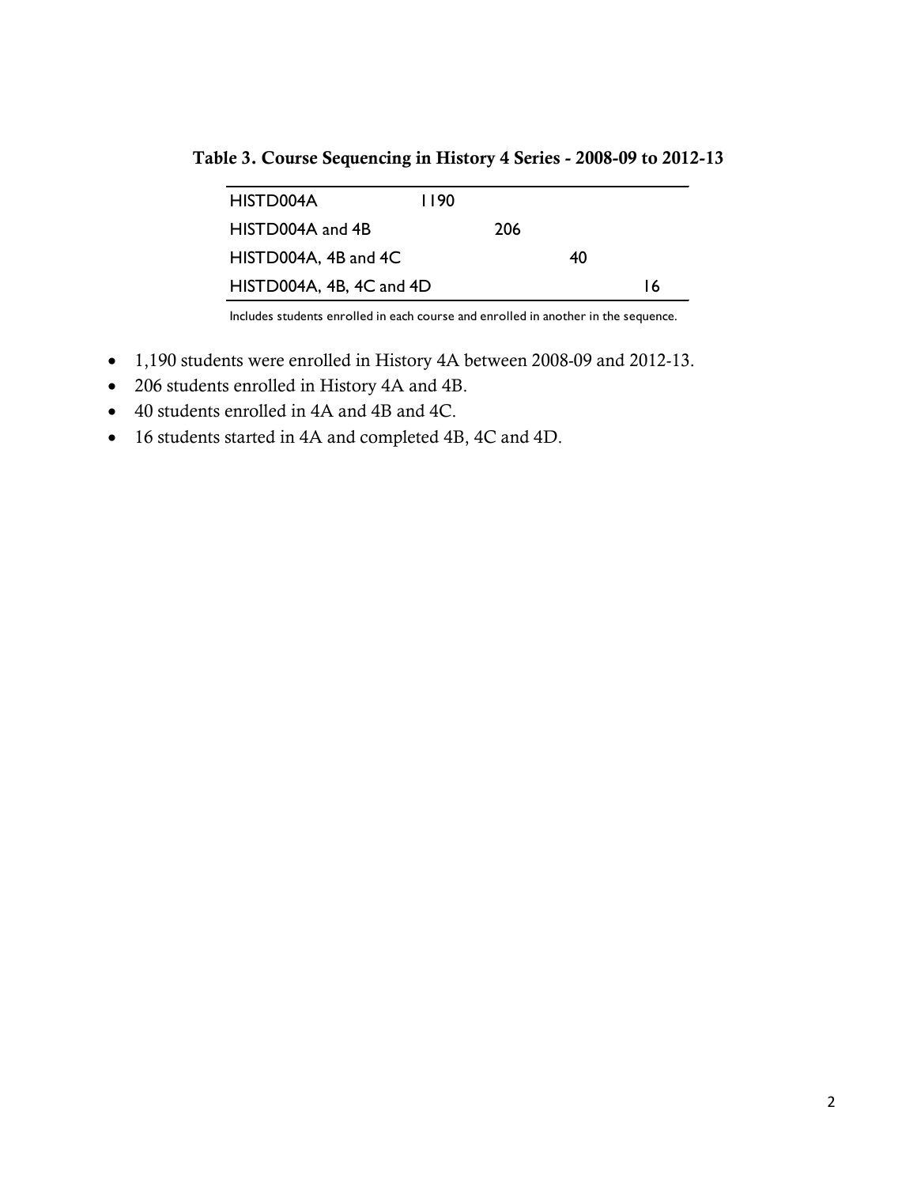**Table 3. Course Sequencing in History 4 Series - 2008-09 to 2012-13**

| | | | | |
|---|---|---|---|---|
| HISTD004A | 1190 | | | |
| HISTD004A and 4B | | 206 | | |
| HISTD004A, 4B and 4C | | | 40 | |
| HISTD004A, 4B, 4C and 4D | | | | 16 |

Includes students enrolled in each course and enrolled in another in the sequence.

- 1,190 students were enrolled in History 4A between 2008-09 and 2012-13.
- 206 students enrolled in History 4A and 4B.
- 40 students enrolled in 4A and 4B and 4C.
- 16 students started in 4A and completed 4B, 4C and 4D.